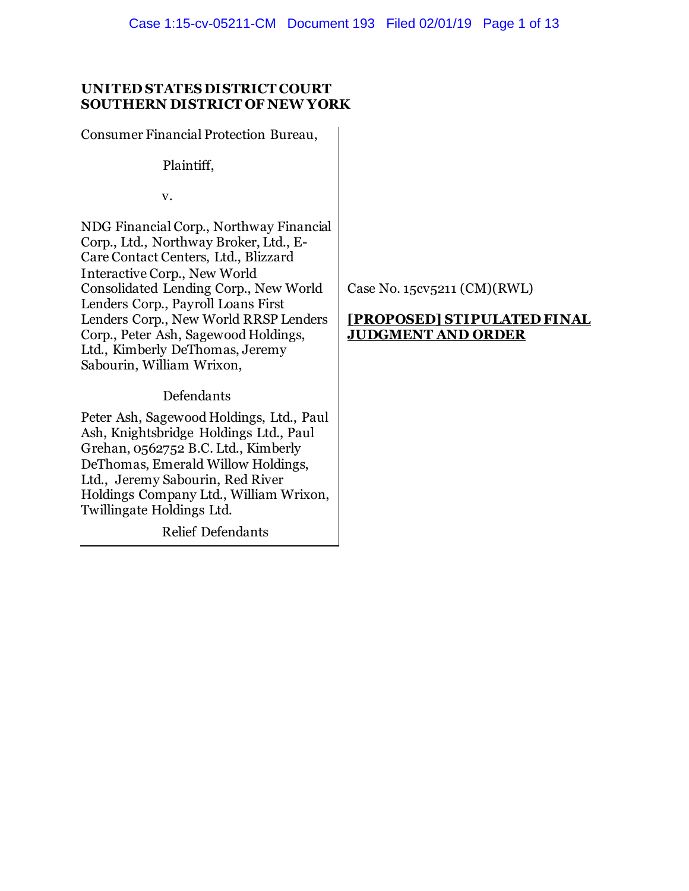**UNITED STATES DISTRICT COURT**
**SOUTHERN DISTRICT OF NEW YORK**

Consumer Financial Protection Bureau,

Plaintiff,

v.

NDG Financial Corp., Northway Financial Corp., Ltd., Northway Broker, Ltd., E-Care Contact Centers, Ltd., Blizzard Interactive Corp., New World Consolidated Lending Corp., New World Lenders Corp., Payroll Loans First Lenders Corp., New World RRSP Lenders Corp., Peter Ash, Sagewood Holdings, Ltd., Kimberly DeThomas, Jeremy Sabourin, William Wrixon,

Defendants

Peter Ash, Sagewood Holdings, Ltd., Paul Ash, Knightsbridge Holdings Ltd., Paul Grehan, 0562752 B.C. Ltd., Kimberly DeThomas, Emerald Willow Holdings, Ltd., Jeremy Sabourin, Red River Holdings Company Ltd., William Wrixon, Twillingate Holdings Ltd.

Relief Defendants

Case No. 15cv5211 (CM)(RWL)

**[PROPOSED] STIPULATED FINAL JUDGMENT AND ORDER**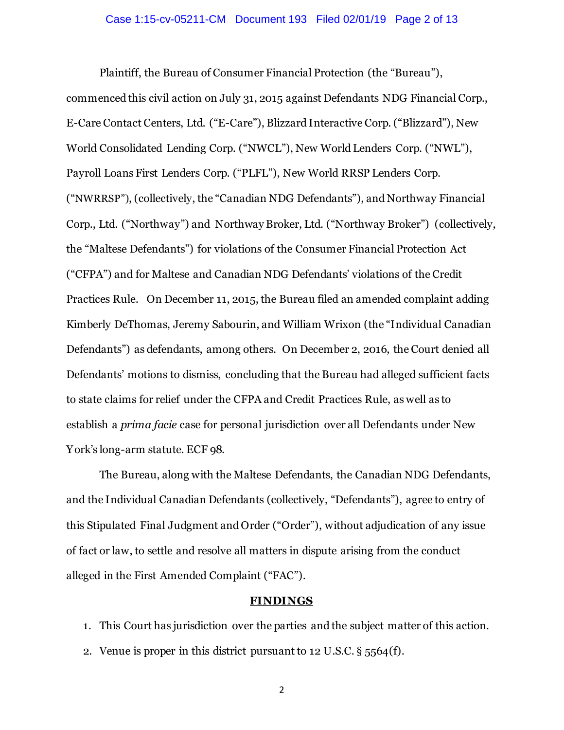Plaintiff, the Bureau of Consumer Financial Protection (the "Bureau"), commenced this civil action on July 31, 2015 against Defendants NDG Financial Corp., E-Care Contact Centers, Ltd. ("E-Care"), Blizzard Interactive Corp. ("Blizzard"), New World Consolidated Lending Corp. ("NWCL"), New World Lenders Corp. ("NWL"), Payroll Loans First Lenders Corp. ("PLFL"), New World RRSP Lenders Corp. ("NWRRSP"), (collectively, the "Canadian NDG Defendants"), and Northway Financial Corp., Ltd. ("Northway") and Northway Broker, Ltd. ("Northway Broker") (collectively, the "Maltese Defendants") for violations of the Consumer Financial Protection Act ("CFPA") and for Maltese and Canadian NDG Defendants' violations of the Credit Practices Rule. On December 11, 2015, the Bureau filed an amended complaint adding Kimberly DeThomas, Jeremy Sabourin, and William Wrixon (the "Individual Canadian Defendants") as defendants, among others. On December 2, 2016, the Court denied all Defendants' motions to dismiss, concluding that the Bureau had alleged sufficient facts to state claims for relief under the CFPA and Credit Practices Rule, as well as to establish a *prima facie* case for personal jurisdiction over all Defendants under New York's long-arm statute. ECF 98.

The Bureau, along with the Maltese Defendants, the Canadian NDG Defendants, and the Individual Canadian Defendants (collectively, "Defendants"), agree to entry of this Stipulated Final Judgment and Order ("Order"), without adjudication of any issue of fact or law, to settle and resolve all matters in dispute arising from the conduct alleged in the First Amended Complaint ("FAC").

## FINDINGS

1. This Court has jurisdiction over the parties and the subject matter of this action.
2. Venue is proper in this district pursuant to 12 U.S.C. § 5564(f).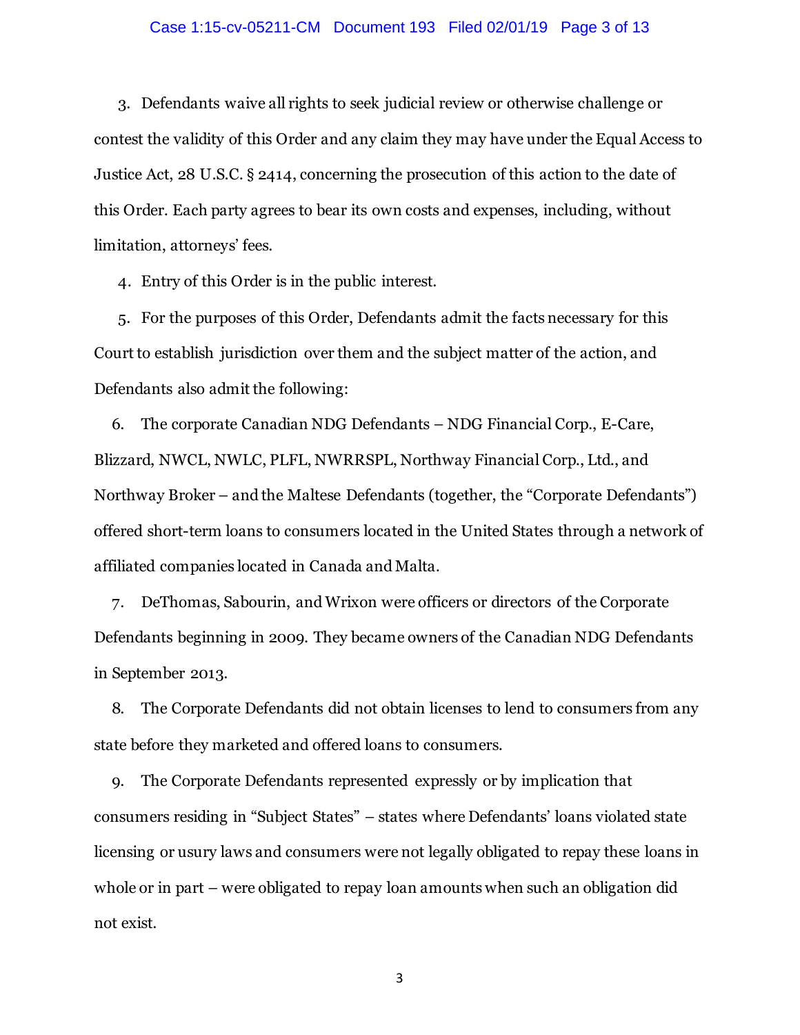3. Defendants waive all rights to seek judicial review or otherwise challenge or contest the validity of this Order and any claim they may have under the Equal Access to Justice Act, 28 U.S.C. § 2414, concerning the prosecution of this action to the date of this Order. Each party agrees to bear its own costs and expenses, including, without limitation, attorneys' fees.

4. Entry of this Order is in the public interest.

5. For the purposes of this Order, Defendants admit the facts necessary for this Court to establish jurisdiction over them and the subject matter of the action, and Defendants also admit the following:

6. The corporate Canadian NDG Defendants – NDG Financial Corp., E-Care, Blizzard, NWCL, NWLC, PLFL, NWRRSPL, Northway Financial Corp., Ltd., and Northway Broker – and the Maltese Defendants (together, the "Corporate Defendants") offered short-term loans to consumers located in the United States through a network of affiliated companies located in Canada and Malta.

7. DeThomas, Sabourin, and Wrixon were officers or directors of the Corporate Defendants beginning in 2009. They became owners of the Canadian NDG Defendants in September 2013.

8. The Corporate Defendants did not obtain licenses to lend to consumers from any state before they marketed and offered loans to consumers.

9. The Corporate Defendants represented expressly or by implication that consumers residing in "Subject States" – states where Defendants' loans violated state licensing or usury laws and consumers were not legally obligated to repay these loans in whole or in part – were obligated to repay loan amounts when such an obligation did not exist.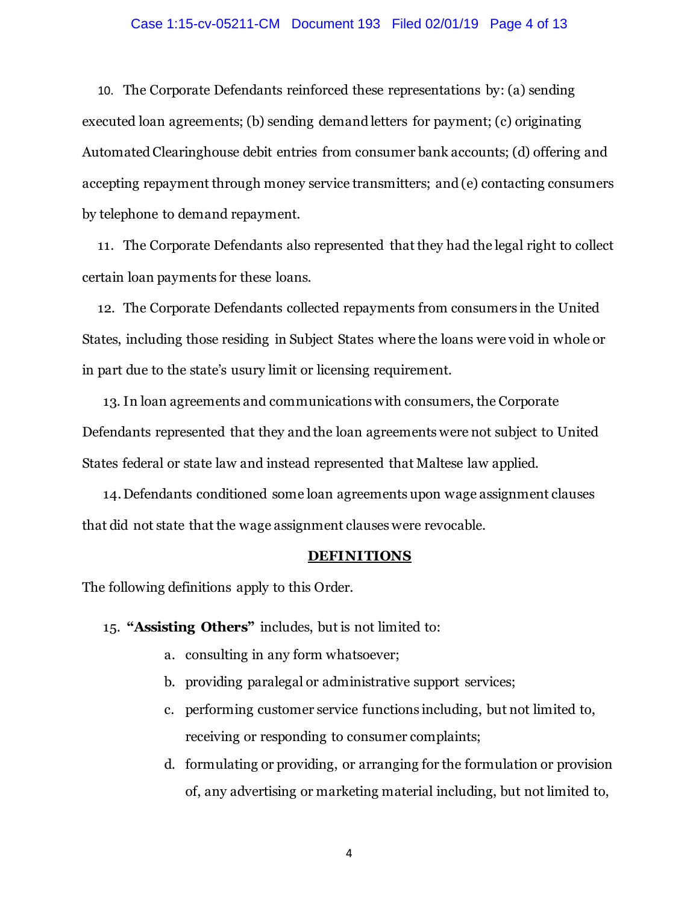10. The Corporate Defendants reinforced these representations by: (a) sending executed loan agreements; (b) sending demand letters for payment; (c) originating Automated Clearinghouse debit entries from consumer bank accounts; (d) offering and accepting repayment through money service transmitters; and (e) contacting consumers by telephone to demand repayment.

11. The Corporate Defendants also represented that they had the legal right to collect certain loan payments for these loans.

12. The Corporate Defendants collected repayments from consumers in the United States, including those residing in Subject States where the loans were void in whole or in part due to the state's usury limit or licensing requirement.

13. In loan agreements and communications with consumers, the Corporate Defendants represented that they and the loan agreements were not subject to United States federal or state law and instead represented that Maltese law applied.

14. Defendants conditioned some loan agreements upon wage assignment clauses that did not state that the wage assignment clauses were revocable.

## DEFINITIONS

The following definitions apply to this Order.

15. **"Assisting Others"** includes, but is not limited to:

   a. consulting in any form whatsoever;

   b. providing paralegal or administrative support services;

   c. performing customer service functions including, but not limited to, receiving or responding to consumer complaints;

   d. formulating or providing, or arranging for the formulation or provision of, any advertising or marketing material including, but not limited to,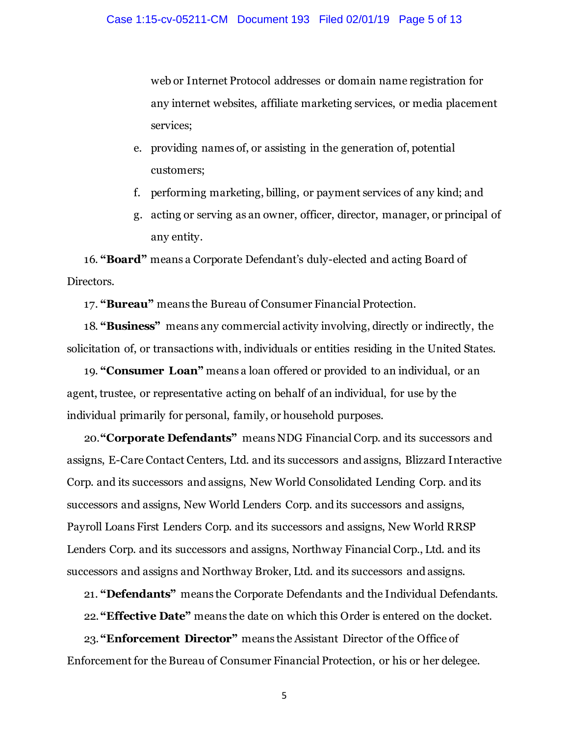web or Internet Protocol addresses or domain name registration for any internet websites, affiliate marketing services, or media placement services;

e. providing names of, or assisting in the generation of, potential customers;

f. performing marketing, billing, or payment services of any kind; and

g. acting or serving as an owner, officer, director, manager, or principal of any entity.

16. **"Board"** means a Corporate Defendant's duly-elected and acting Board of Directors.

17. **"Bureau"** means the Bureau of Consumer Financial Protection.

18. **"Business"** means any commercial activity involving, directly or indirectly, the solicitation of, or transactions with, individuals or entities residing in the United States.

19. **"Consumer Loan"** means a loan offered or provided to an individual, or an agent, trustee, or representative acting on behalf of an individual, for use by the individual primarily for personal, family, or household purposes.

20. **"Corporate Defendants"** means NDG Financial Corp. and its successors and assigns, E-Care Contact Centers, Ltd. and its successors and assigns, Blizzard Interactive Corp. and its successors and assigns, New World Consolidated Lending Corp. and its successors and assigns, New World Lenders Corp. and its successors and assigns, Payroll Loans First Lenders Corp. and its successors and assigns, New World RRSP Lenders Corp. and its successors and assigns, Northway Financial Corp., Ltd. and its successors and assigns and Northway Broker, Ltd. and its successors and assigns.

21. **"Defendants"** means the Corporate Defendants and the Individual Defendants.

22. **"Effective Date"** means the date on which this Order is entered on the docket.

23. **"Enforcement Director"** means the Assistant Director of the Office of Enforcement for the Bureau of Consumer Financial Protection, or his or her delegee.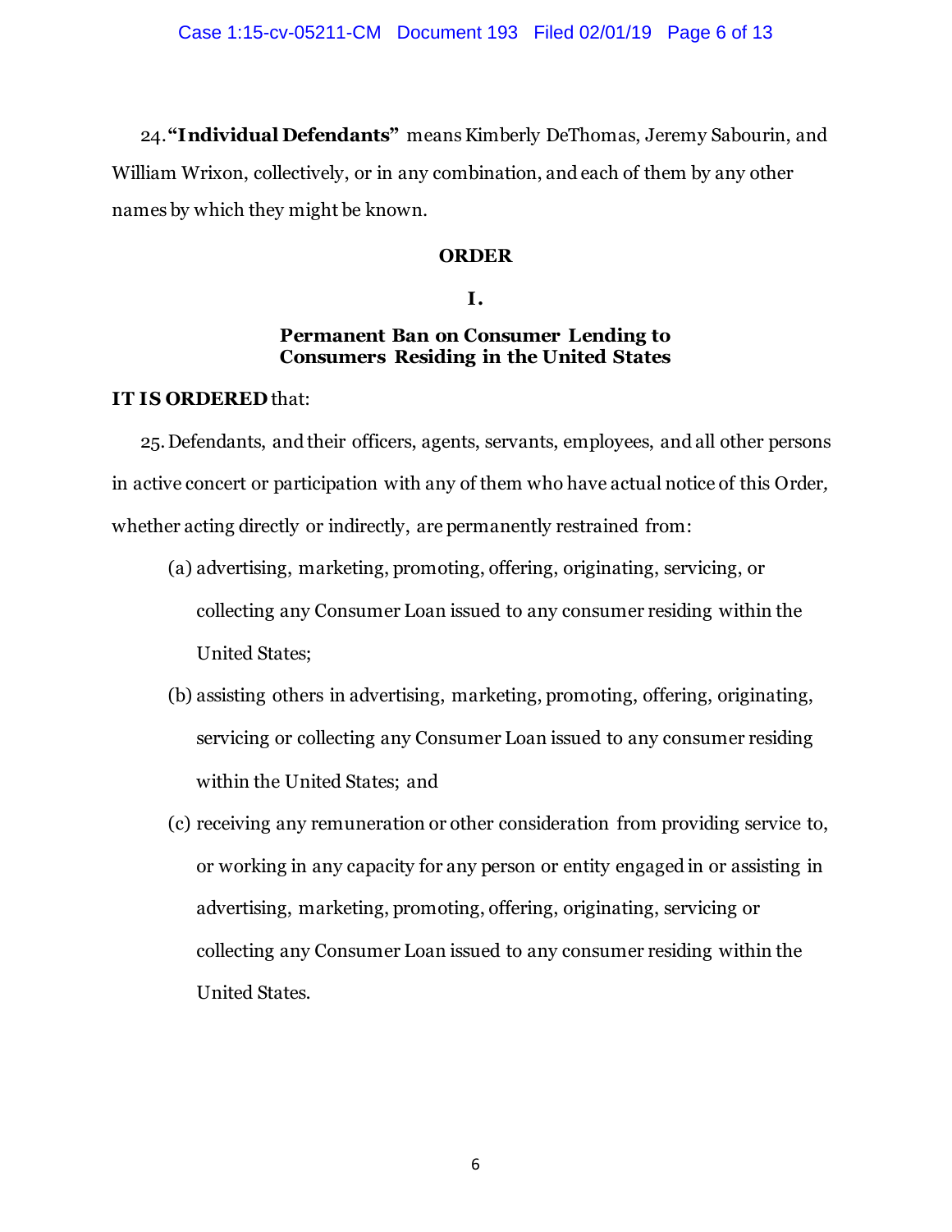24. **"Individual Defendants"** means Kimberly DeThomas, Jeremy Sabourin, and William Wrixon, collectively, or in any combination, and each of them by any other names by which they might be known.

## ORDER

### I.

### Permanent Ban on Consumer Lending to Consumers Residing in the United States

**IT IS ORDERED** that:

25. Defendants, and their officers, agents, servants, employees, and all other persons in active concert or participation with any of them who have actual notice of this Order, whether acting directly or indirectly, are permanently restrained from:

   (a) advertising, marketing, promoting, offering, originating, servicing, or collecting any Consumer Loan issued to any consumer residing within the United States;

   (b) assisting others in advertising, marketing, promoting, offering, originating, servicing or collecting any Consumer Loan issued to any consumer residing within the United States; and

   (c) receiving any remuneration or other consideration from providing service to, or working in any capacity for any person or entity engaged in or assisting in advertising, marketing, promoting, offering, originating, servicing or collecting any Consumer Loan issued to any consumer residing within the United States.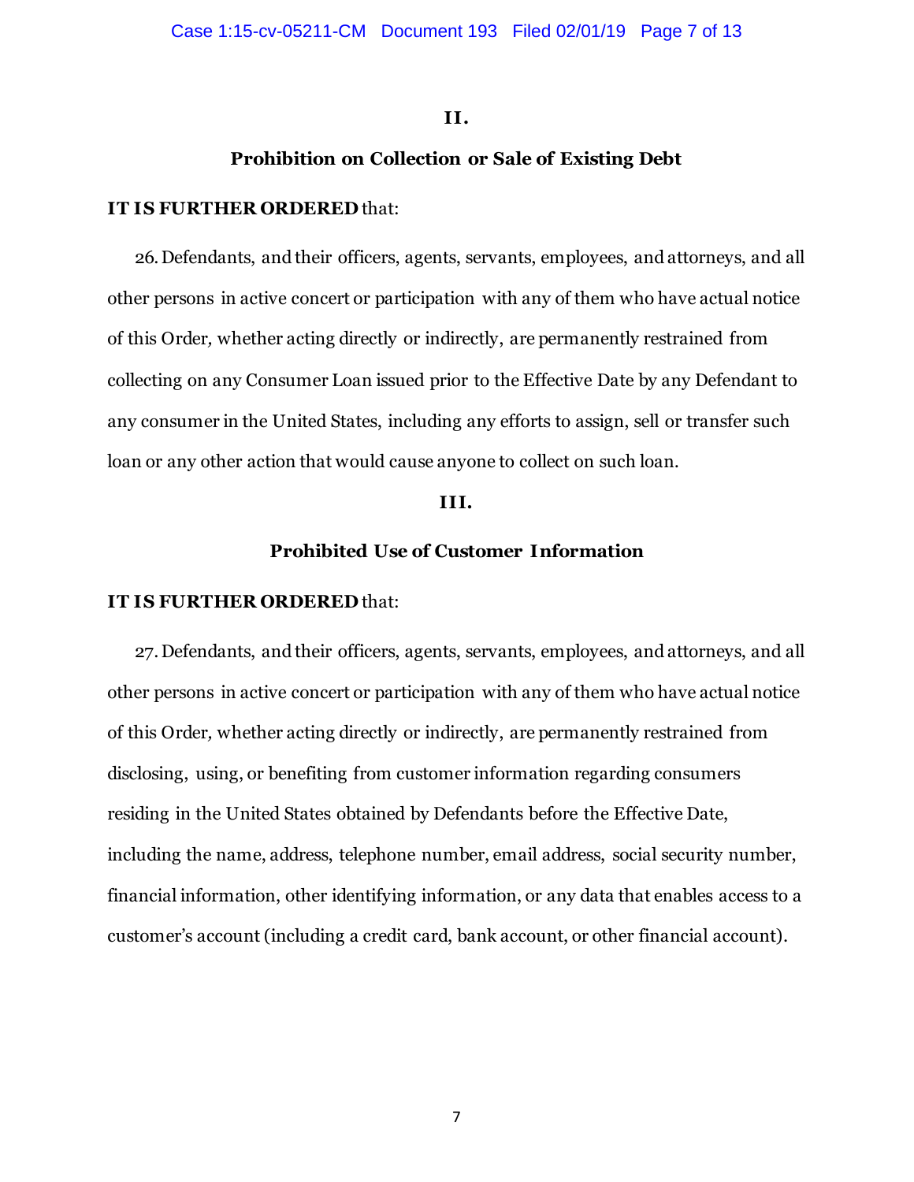## II.

## Prohibition on Collection or Sale of Existing Debt

**IT IS FURTHER ORDERED** that:

26. Defendants, and their officers, agents, servants, employees, and attorneys, and all other persons in active concert or participation with any of them who have actual notice of this Order, whether acting directly or indirectly, are permanently restrained from collecting on any Consumer Loan issued prior to the Effective Date by any Defendant to any consumer in the United States, including any efforts to assign, sell or transfer such loan or any other action that would cause anyone to collect on such loan.

## III.

## Prohibited Use of Customer Information

**IT IS FURTHER ORDERED** that:

27. Defendants, and their officers, agents, servants, employees, and attorneys, and all other persons in active concert or participation with any of them who have actual notice of this Order, whether acting directly or indirectly, are permanently restrained from disclosing, using, or benefiting from customer information regarding consumers residing in the United States obtained by Defendants before the Effective Date, including the name, address, telephone number, email address, social security number, financial information, other identifying information, or any data that enables access to a customer's account (including a credit card, bank account, or other financial account).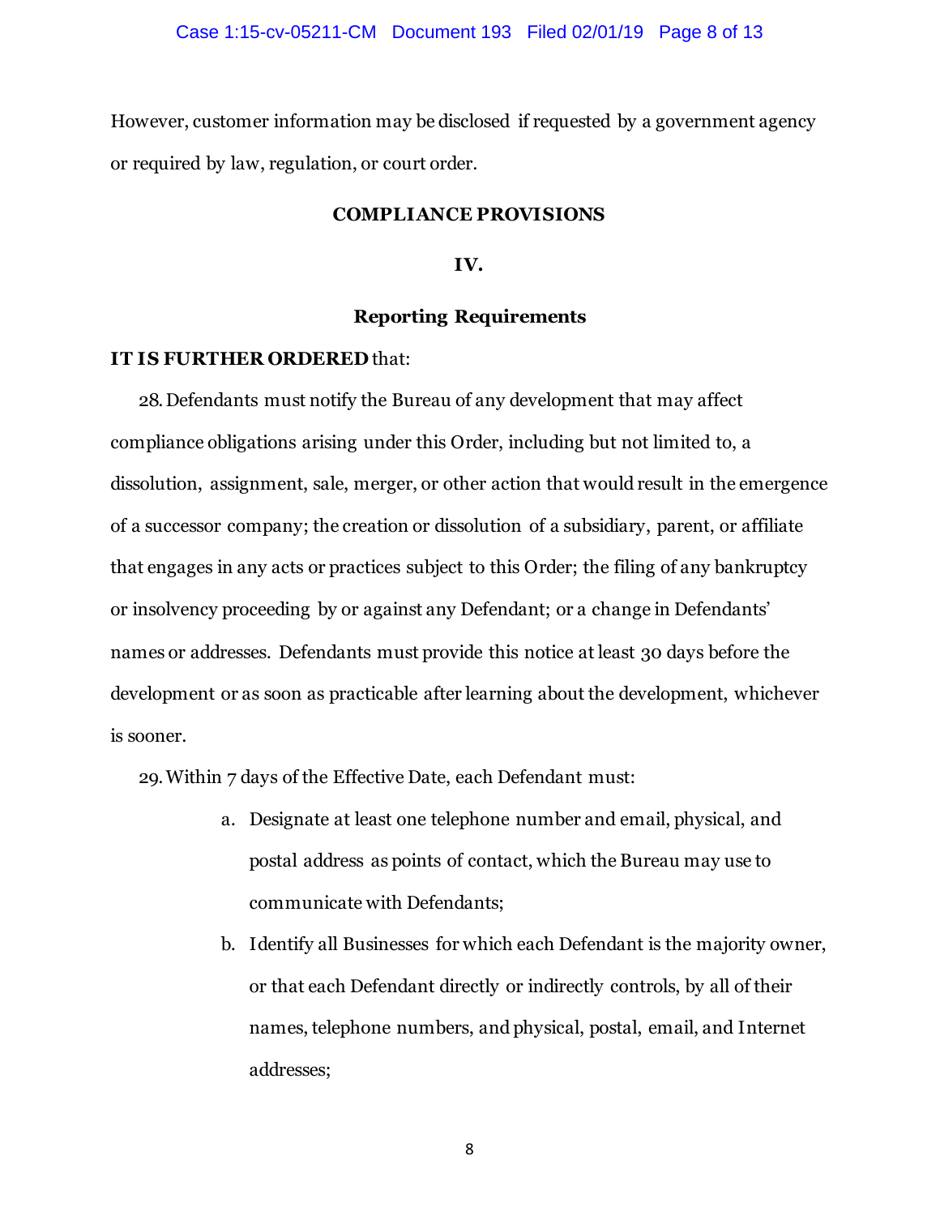However, customer information may be disclosed if requested by a government agency or required by law, regulation, or court order.

## COMPLIANCE PROVISIONS

### IV.

### Reporting Requirements

**IT IS FURTHER ORDERED** that:

28. Defendants must notify the Bureau of any development that may affect compliance obligations arising under this Order, including but not limited to, a dissolution, assignment, sale, merger, or other action that would result in the emergence of a successor company; the creation or dissolution of a subsidiary, parent, or affiliate that engages in any acts or practices subject to this Order; the filing of any bankruptcy or insolvency proceeding by or against any Defendant; or a change in Defendants' names or addresses. Defendants must provide this notice at least 30 days before the development or as soon as practicable after learning about the development, whichever is sooner.

29. Within 7 days of the Effective Date, each Defendant must:

   a. Designate at least one telephone number and email, physical, and postal address as points of contact, which the Bureau may use to communicate with Defendants;

   b. Identify all Businesses for which each Defendant is the majority owner, or that each Defendant directly or indirectly controls, by all of their names, telephone numbers, and physical, postal, email, and Internet addresses;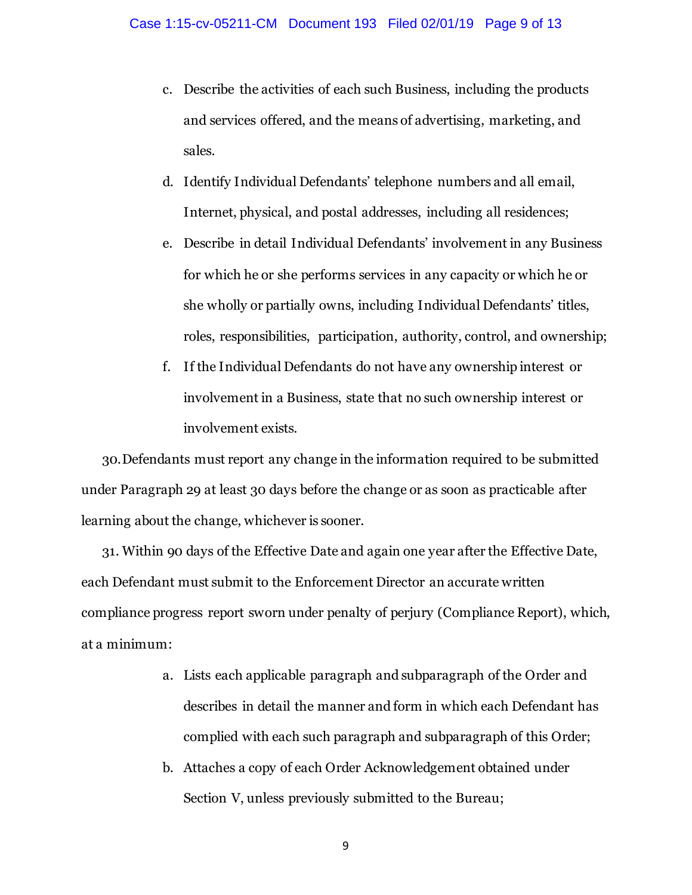c. Describe the activities of each such Business, including the products and services offered, and the means of advertising, marketing, and sales.

d. Identify Individual Defendants' telephone numbers and all email, Internet, physical, and postal addresses, including all residences;

e. Describe in detail Individual Defendants' involvement in any Business for which he or she performs services in any capacity or which he or she wholly or partially owns, including Individual Defendants' titles, roles, responsibilities, participation, authority, control, and ownership;

f. If the Individual Defendants do not have any ownership interest or involvement in a Business, state that no such ownership interest or involvement exists.

30. Defendants must report any change in the information required to be submitted under Paragraph 29 at least 30 days before the change or as soon as practicable after learning about the change, whichever is sooner.

31. Within 90 days of the Effective Date and again one year after the Effective Date, each Defendant must submit to the Enforcement Director an accurate written compliance progress report sworn under penalty of perjury (Compliance Report), which, at a minimum:

a. Lists each applicable paragraph and subparagraph of the Order and describes in detail the manner and form in which each Defendant has complied with each such paragraph and subparagraph of this Order;

b. Attaches a copy of each Order Acknowledgement obtained under Section V, unless previously submitted to the Bureau;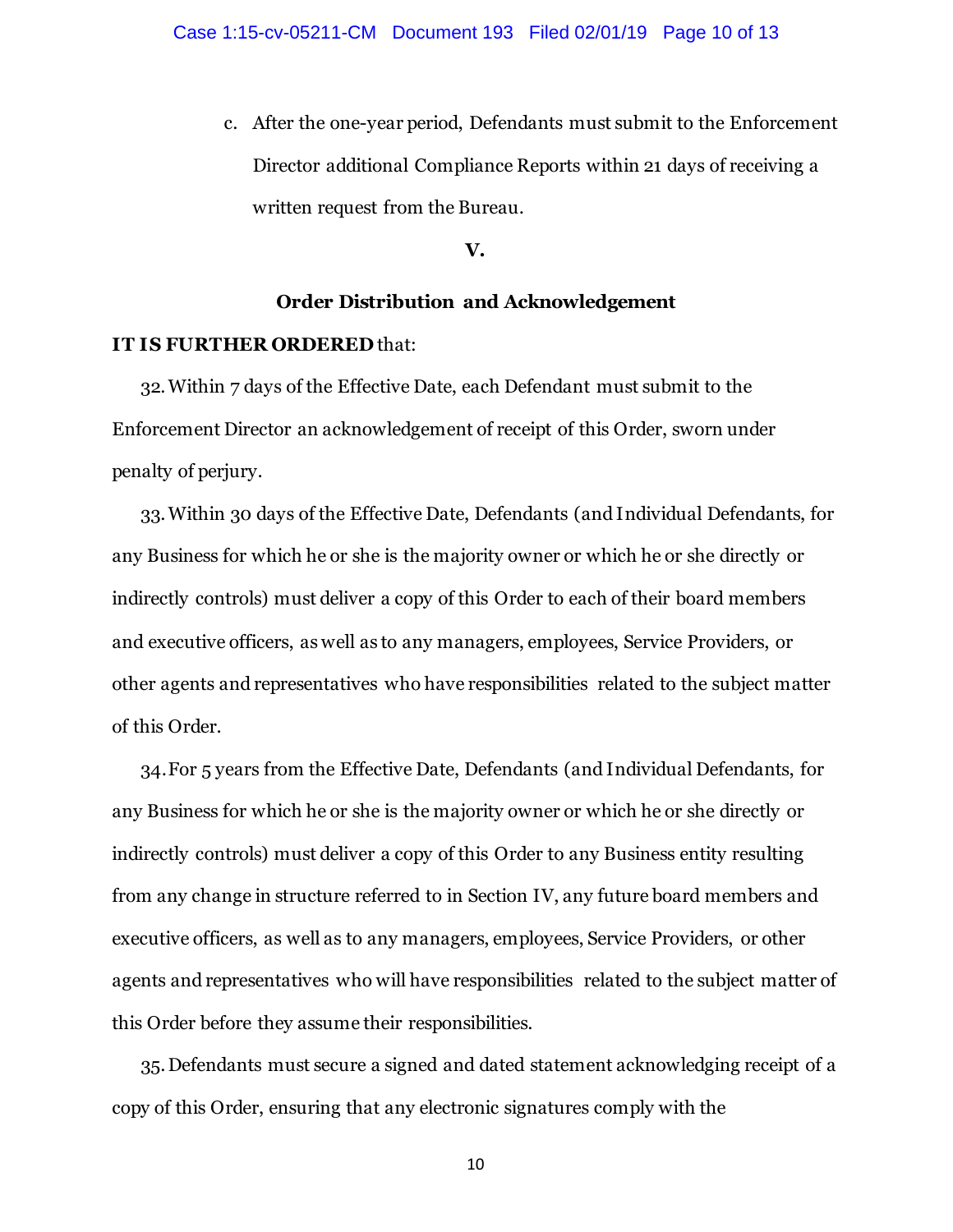c. After the one-year period, Defendants must submit to the Enforcement Director additional Compliance Reports within 21 days of receiving a written request from the Bureau.

## V.

## Order Distribution and Acknowledgement

**IT IS FURTHER ORDERED** that:

32. Within 7 days of the Effective Date, each Defendant must submit to the Enforcement Director an acknowledgement of receipt of this Order, sworn under penalty of perjury.

33. Within 30 days of the Effective Date, Defendants (and Individual Defendants, for any Business for which he or she is the majority owner or which he or she directly or indirectly controls) must deliver a copy of this Order to each of their board members and executive officers, as well as to any managers, employees, Service Providers, or other agents and representatives who have responsibilities related to the subject matter of this Order.

34. For 5 years from the Effective Date, Defendants (and Individual Defendants, for any Business for which he or she is the majority owner or which he or she directly or indirectly controls) must deliver a copy of this Order to any Business entity resulting from any change in structure referred to in Section IV, any future board members and executive officers, as well as to any managers, employees, Service Providers, or other agents and representatives who will have responsibilities related to the subject matter of this Order before they assume their responsibilities.

35. Defendants must secure a signed and dated statement acknowledging receipt of a copy of this Order, ensuring that any electronic signatures comply with the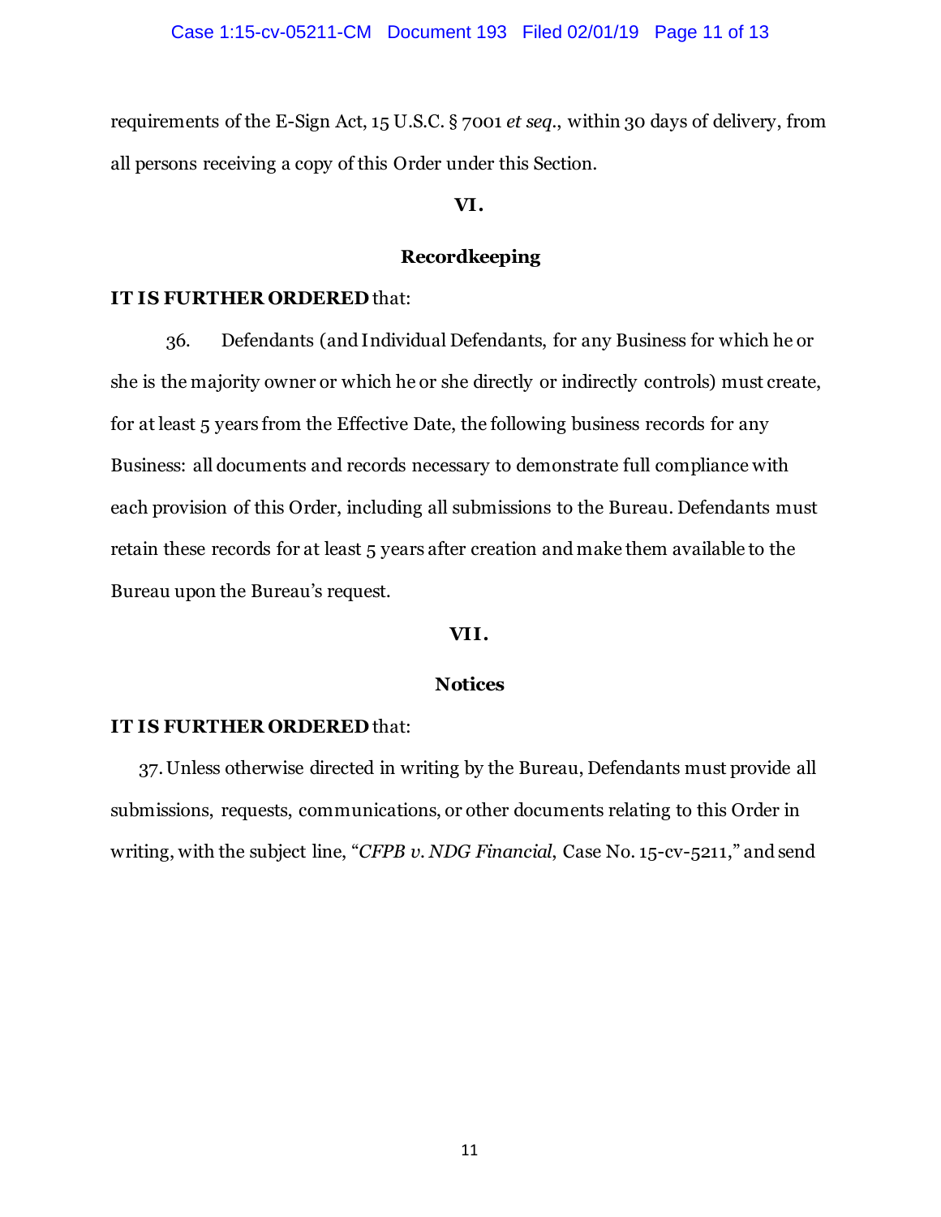requirements of the E-Sign Act, 15 U.S.C. § 7001 *et seq.*, within 30 days of delivery, from all persons receiving a copy of this Order under this Section.

## VI.

## Recordkeeping

**IT IS FURTHER ORDERED** that:

36. Defendants (and Individual Defendants, for any Business for which he or she is the majority owner or which he or she directly or indirectly controls) must create, for at least 5 years from the Effective Date, the following business records for any Business: all documents and records necessary to demonstrate full compliance with each provision of this Order, including all submissions to the Bureau. Defendants must retain these records for at least 5 years after creation and make them available to the Bureau upon the Bureau's request.

## VII.

## Notices

**IT IS FURTHER ORDERED** that:

37. Unless otherwise directed in writing by the Bureau, Defendants must provide all submissions, requests, communications, or other documents relating to this Order in writing, with the subject line, "*CFPB v. NDG Financial*, Case No. 15-cv-5211," and send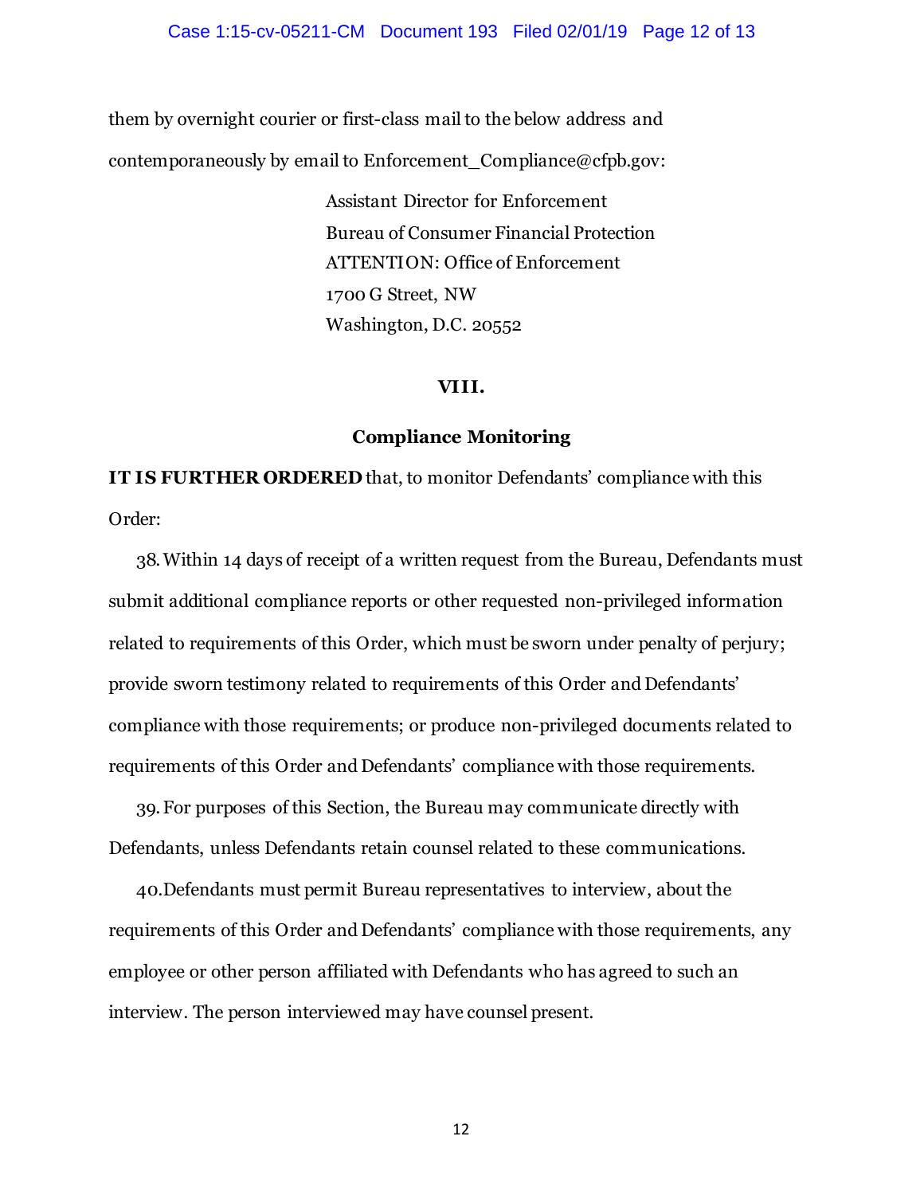them by overnight courier or first-class mail to the below address and contemporaneously by email to Enforcement_Compliance@cfpb.gov:

Assistant Director for Enforcement
Bureau of Consumer Financial Protection
ATTENTION: Office of Enforcement
1700 G Street, NW
Washington, D.C. 20552

## VIII.

### Compliance Monitoring

**IT IS FURTHER ORDERED** that, to monitor Defendants' compliance with this Order:

38. Within 14 days of receipt of a written request from the Bureau, Defendants must submit additional compliance reports or other requested non-privileged information related to requirements of this Order, which must be sworn under penalty of perjury; provide sworn testimony related to requirements of this Order and Defendants' compliance with those requirements; or produce non-privileged documents related to requirements of this Order and Defendants' compliance with those requirements.

39. For purposes of this Section, the Bureau may communicate directly with Defendants, unless Defendants retain counsel related to these communications.

40. Defendants must permit Bureau representatives to interview, about the requirements of this Order and Defendants' compliance with those requirements, any employee or other person affiliated with Defendants who has agreed to such an interview. The person interviewed may have counsel present.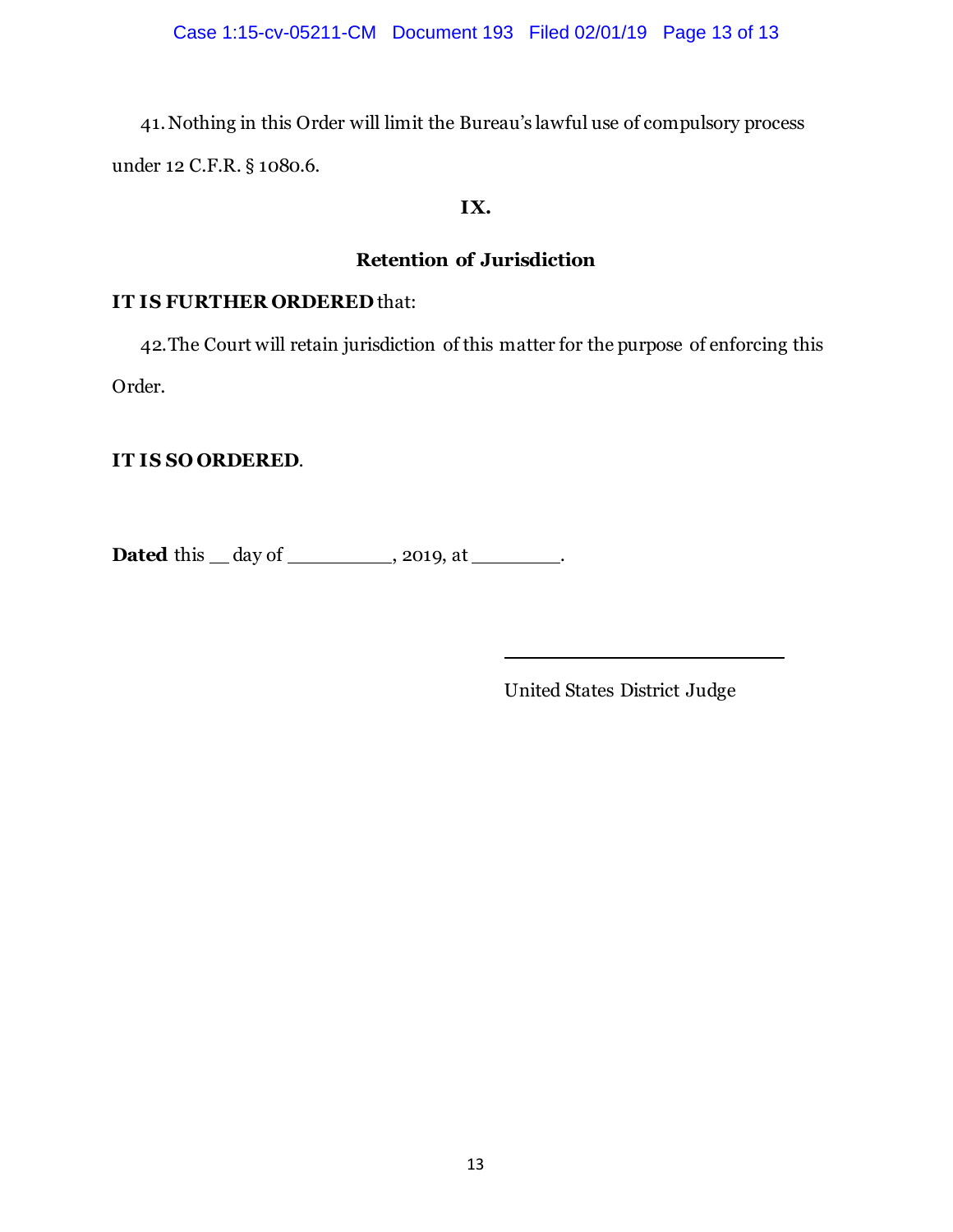41. Nothing in this Order will limit the Bureau's lawful use of compulsory process under 12 C.F.R. § 1080.6.

## IX.

## Retention of Jurisdiction

**IT IS FURTHER ORDERED** that:

42. The Court will retain jurisdiction of this matter for the purpose of enforcing this Order.

**IT IS SO ORDERED**.

**Dated** this __ day of _________, 2019, at ________.

_________________________

United States District Judge